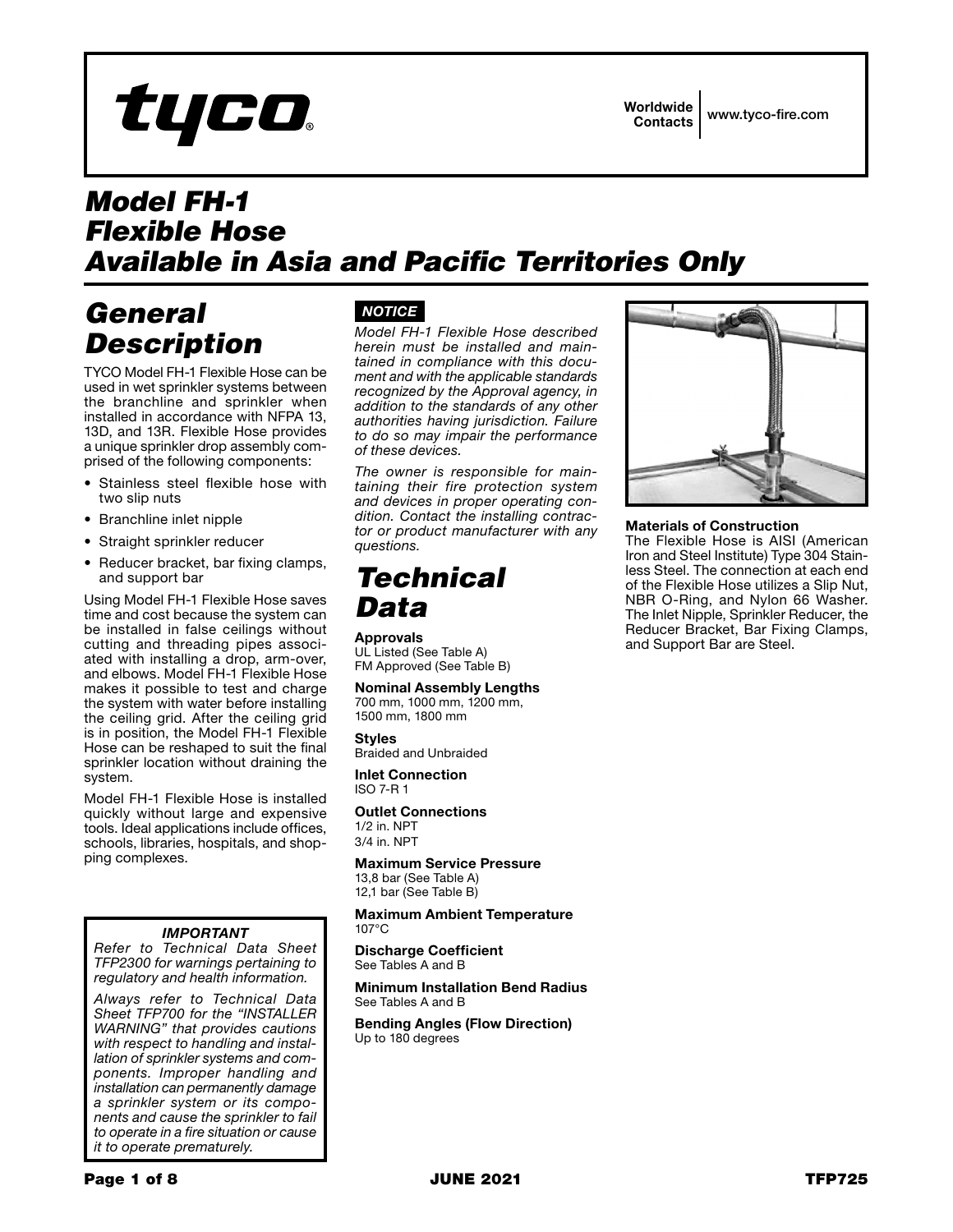tyco

Worldwide Contacts | www.tyco-fire.com

# Model FH-1 Flexible Hose Available in Asia and Pacific Territories Only

## General Description

TYCO Model FH-1 Flexible Hose can be used in wet sprinkler systems between the branchline and sprinkler when installed in accordance with NFPA 13, 13D, and 13R. Flexible Hose provides a unique sprinkler drop assembly comprised of the following components:

- Stainless steel flexible hose with two slip nuts
- Branchline inlet nipple
- Straight sprinkler reducer
- Reducer bracket, bar fixing clamps, and support bar

Using Model FH-1 Flexible Hose saves time and cost because the system can be installed in false ceilings without cutting and threading pipes associated with installing a drop, arm-over, and elbows. Model FH-1 Flexible Hose makes it possible to test and charge the system with water before installing the ceiling grid. After the ceiling grid is in position, the Model FH-1 Flexible Hose can be reshaped to suit the final sprinkler location without draining the system.

Model FH-1 Flexible Hose is installed quickly without large and expensive tools. Ideal applications include offices, schools, libraries, hospitals, and shopping complexes.

> ***IMPORTANT***
>
> *Refer to Technical Data Sheet TFP2300 for warnings pertaining to regulatory and health information.*
>
> *Always refer to Technical Data Sheet TFP700 for the "INSTALLER WARNING" that provides cautions with respect to handling and installation of sprinkler systems and components. Improper handling and installation can permanently damage a sprinkler system or its components and cause the sprinkler to fail to operate in a fire situation or cause it to operate prematurely.*

***NOTICE***

*Model FH-1 Flexible Hose described herein must be installed and maintained in compliance with this document and with the applicable standards recognized by the Approval agency, in addition to the standards of any other authorities having jurisdiction. Failure to do so may impair the performance of these devices.*

*The owner is responsible for maintaining their fire protection system and devices in proper operating condition. Contact the installing contractor or product manufacturer with any questions.*

## Technical Data

**Approvals**
UL Listed (See Table A)
FM Approved (See Table B)

**Nominal Assembly Lengths**
700 mm, 1000 mm, 1200 mm, 1500 mm, 1800 mm

**Styles**
Braided and Unbraided

**Inlet Connection**
ISO 7-R 1

**Outlet Connections**
1/2 in. NPT
3/4 in. NPT

**Maximum Service Pressure**
13,8 bar (See Table A)
12,1 bar (See Table B)

**Maximum Ambient Temperature**
107°C

**Discharge Coefficient**
See Tables A and B

**Minimum Installation Bend Radius**
See Tables A and B

**Bending Angles (Flow Direction)**
Up to 180 degrees

**Materials of Construction**
The Flexible Hose is AISI (American Iron and Steel Institute) Type 304 Stainless Steel. The connection at each end of the Flexible Hose utilizes a Slip Nut, NBR O-Ring, and Nylon 66 Washer. The Inlet Nipple, Sprinkler Reducer, the Reducer Bracket, Bar Fixing Clamps, and Support Bar are Steel.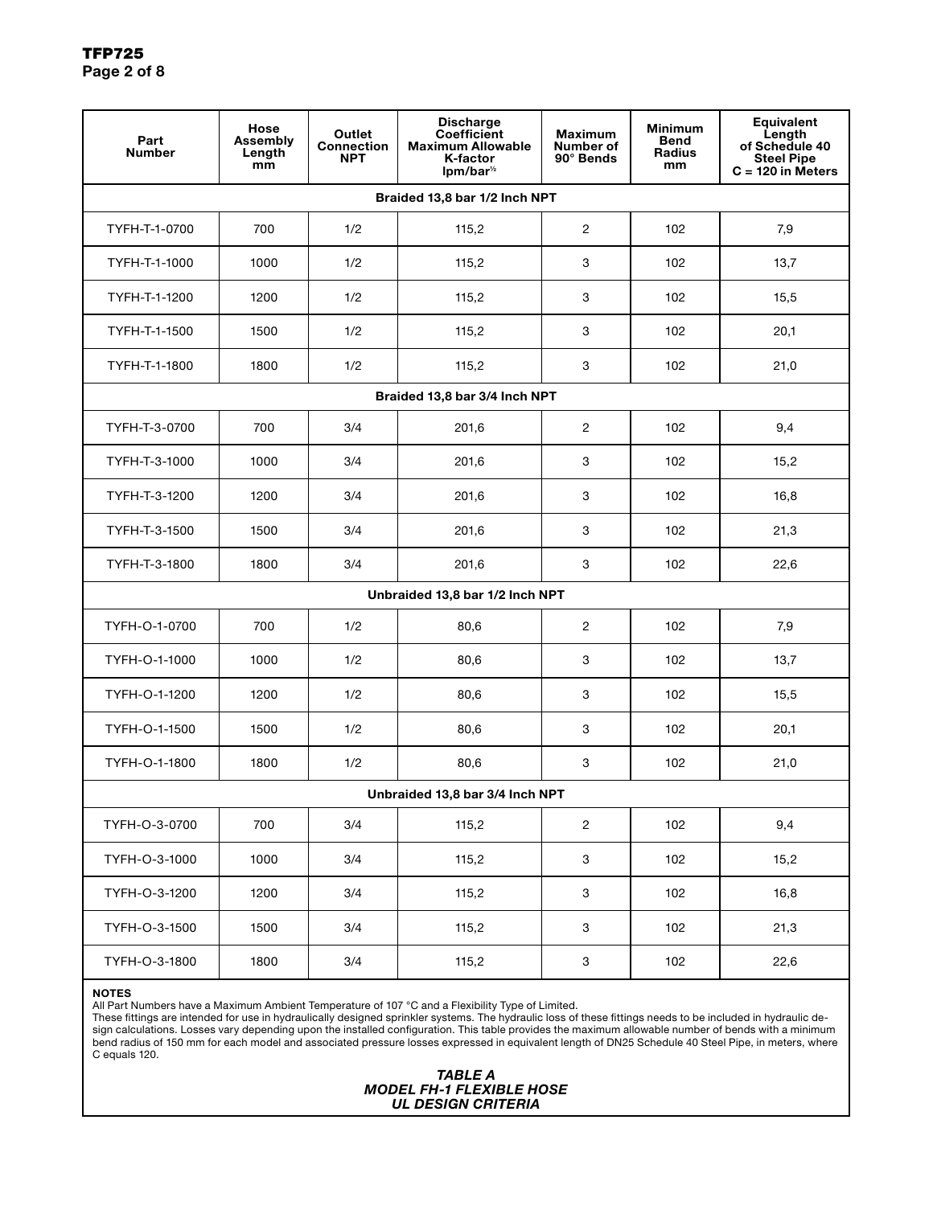| Part Number | Hose Assembly Length mm | Outlet Connection NPT | Discharge Coefficient Maximum Allowable K-factor lpm/bar½ | Maximum Number of 90° Bends | Minimum Bend Radius mm | Equivalent Length of Schedule 40 Steel Pipe C = 120 in Meters |
|---|---|---|---|---|---|---|
| **Braided 13,8 bar 1/2 Inch NPT** | | | | | | |
| TYFH-T-1-0700 | 700 | 1/2 | 115,2 | 2 | 102 | 7,9 |
| TYFH-T-1-1000 | 1000 | 1/2 | 115,2 | 3 | 102 | 13,7 |
| TYFH-T-1-1200 | 1200 | 1/2 | 115,2 | 3 | 102 | 15,5 |
| TYFH-T-1-1500 | 1500 | 1/2 | 115,2 | 3 | 102 | 20,1 |
| TYFH-T-1-1800 | 1800 | 1/2 | 115,2 | 3 | 102 | 21,0 |
| **Braided 13,8 bar 3/4 Inch NPT** | | | | | | |
| TYFH-T-3-0700 | 700 | 3/4 | 201,6 | 2 | 102 | 9,4 |
| TYFH-T-3-1000 | 1000 | 3/4 | 201,6 | 3 | 102 | 15,2 |
| TYFH-T-3-1200 | 1200 | 3/4 | 201,6 | 3 | 102 | 16,8 |
| TYFH-T-3-1500 | 1500 | 3/4 | 201,6 | 3 | 102 | 21,3 |
| TYFH-T-3-1800 | 1800 | 3/4 | 201,6 | 3 | 102 | 22,6 |
| **Unbraided 13,8 bar 1/2 Inch NPT** | | | | | | |
| TYFH-O-1-0700 | 700 | 1/2 | 80,6 | 2 | 102 | 7,9 |
| TYFH-O-1-1000 | 1000 | 1/2 | 80,6 | 3 | 102 | 13,7 |
| TYFH-O-1-1200 | 1200 | 1/2 | 80,6 | 3 | 102 | 15,5 |
| TYFH-O-1-1500 | 1500 | 1/2 | 80,6 | 3 | 102 | 20,1 |
| TYFH-O-1-1800 | 1800 | 1/2 | 80,6 | 3 | 102 | 21,0 |
| **Unbraided 13,8 bar 3/4 Inch NPT** | | | | | | |
| TYFH-O-3-0700 | 700 | 3/4 | 115,2 | 2 | 102 | 9,4 |
| TYFH-O-3-1000 | 1000 | 3/4 | 115,2 | 3 | 102 | 15,2 |
| TYFH-O-3-1200 | 1200 | 3/4 | 115,2 | 3 | 102 | 16,8 |
| TYFH-O-3-1500 | 1500 | 3/4 | 115,2 | 3 | 102 | 21,3 |
| TYFH-O-3-1800 | 1800 | 3/4 | 115,2 | 3 | 102 | 22,6 |

**NOTES**

All Part Numbers have a Maximum Ambient Temperature of 107 °C and a Flexibility Type of Limited.

These fittings are intended for use in hydraulically designed sprinkler systems. The hydraulic loss of these fittings needs to be included in hydraulic design calculations. Losses vary depending upon the installed configuration. This table provides the maximum allowable number of bends with a minimum bend radius of 150 mm for each model and associated pressure losses expressed in equivalent length of DN25 Schedule 40 Steel Pipe, in meters, where C equals 120.

***TABLE A***
***MODEL FH-1 FLEXIBLE HOSE***
***UL DESIGN CRITERIA***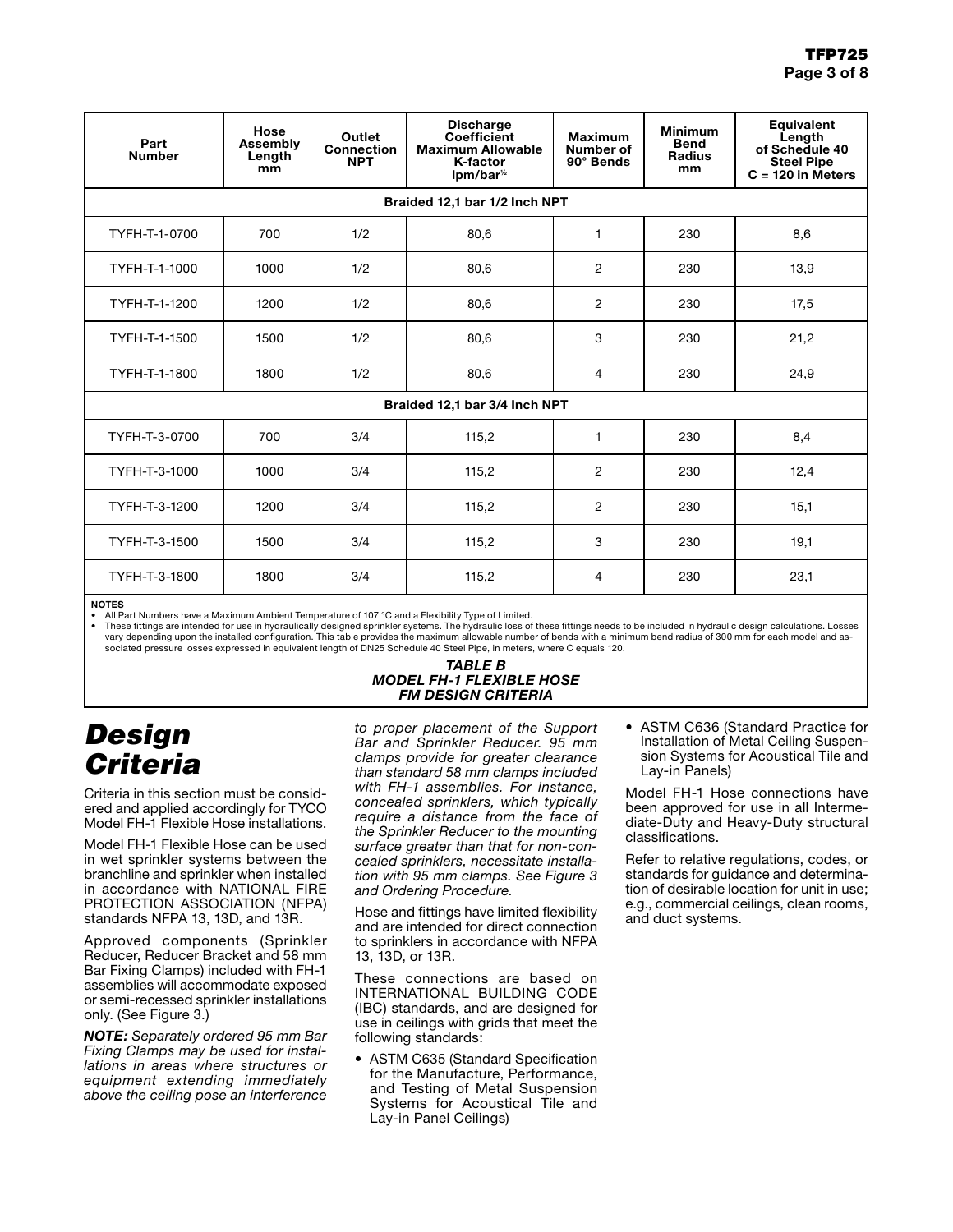| Part Number | Hose Assembly Length mm | Outlet Connection NPT | Discharge Coefficient Maximum Allowable K-factor lpm/bar$^{½}$ | Maximum Number of 90° Bends | Minimum Bend Radius mm | Equivalent Length of Schedule 40 Steel Pipe C = 120 in Meters |
|---|---|---|---|---|---|---|
| **Braided 12,1 bar 1/2 Inch NPT** | | | | | | |
| TYFH-T-1-0700 | 700 | 1/2 | 80,6 | 1 | 230 | 8,6 |
| TYFH-T-1-1000 | 1000 | 1/2 | 80,6 | 2 | 230 | 13,9 |
| TYFH-T-1-1200 | 1200 | 1/2 | 80,6 | 2 | 230 | 17,5 |
| TYFH-T-1-1500 | 1500 | 1/2 | 80,6 | 3 | 230 | 21,2 |
| TYFH-T-1-1800 | 1800 | 1/2 | 80,6 | 4 | 230 | 24,9 |
| **Braided 12,1 bar 3/4 Inch NPT** | | | | | | |
| TYFH-T-3-0700 | 700 | 3/4 | 115,2 | 1 | 230 | 8,4 |
| TYFH-T-3-1000 | 1000 | 3/4 | 115,2 | 2 | 230 | 12,4 |
| TYFH-T-3-1200 | 1200 | 3/4 | 115,2 | 2 | 230 | 15,1 |
| TYFH-T-3-1500 | 1500 | 3/4 | 115,2 | 3 | 230 | 19,1 |
| TYFH-T-3-1800 | 1800 | 3/4 | 115,2 | 4 | 230 | 23,1 |

**NOTES**

- All Part Numbers have a Maximum Ambient Temperature of 107 °C and a Flexibility Type of Limited.
- These fittings are intended for use in hydraulically designed sprinkler systems. The hydraulic loss of these fittings needs to be included in hydraulic design calculations. Losses vary depending upon the installed configuration. This table provides the maximum allowable number of bends with a minimum bend radius of 300 mm for each model and associated pressure losses expressed in equivalent length of DN25 Schedule 40 Steel Pipe, in meters, where C equals 120.

***TABLE B***
***MODEL FH-1 FLEXIBLE HOSE***
***FM DESIGN CRITERIA***

# *Design Criteria*

Criteria in this section must be considered and applied accordingly for TYCO Model FH-1 Flexible Hose installations.

Model FH-1 Flexible Hose can be used in wet sprinkler systems between the branchline and sprinkler when installed in accordance with NATIONAL FIRE PROTECTION ASSOCIATION (NFPA) standards NFPA 13, 13D, and 13R.

Approved components (Sprinkler Reducer, Reducer Bracket and 58 mm Bar Fixing Clamps) included with FH-1 assemblies will accommodate exposed or semi-recessed sprinkler installations only. (See Figure 3.)

***NOTE:*** *Separately ordered 95 mm Bar Fixing Clamps may be used for installations in areas where structures or equipment extending immediately above the ceiling pose an interference to proper placement of the Support Bar and Sprinkler Reducer. 95 mm clamps provide for greater clearance than standard 58 mm clamps included with FH-1 assemblies. For instance, concealed sprinklers, which typically require a distance from the face of the Sprinkler Reducer to the mounting surface greater than that for non-concealed sprinklers, necessitate installation with 95 mm clamps. See Figure 3 and Ordering Procedure.*

Hose and fittings have limited flexibility and are intended for direct connection to sprinklers in accordance with NFPA 13, 13D, or 13R.

These connections are based on INTERNATIONAL BUILDING CODE (IBC) standards, and are designed for use in ceilings with grids that meet the following standards:

- ASTM C635 (Standard Specification for the Manufacture, Performance, and Testing of Metal Suspension Systems for Acoustical Tile and Lay-in Panel Ceilings)
- ASTM C636 (Standard Practice for Installation of Metal Ceiling Suspension Systems for Acoustical Tile and Lay-in Panels)

Model FH-1 Hose connections have been approved for use in all Intermediate-Duty and Heavy-Duty structural classifications.

Refer to relative regulations, codes, or standards for guidance and determination of desirable location for unit in use; e.g., commercial ceilings, clean rooms, and duct systems.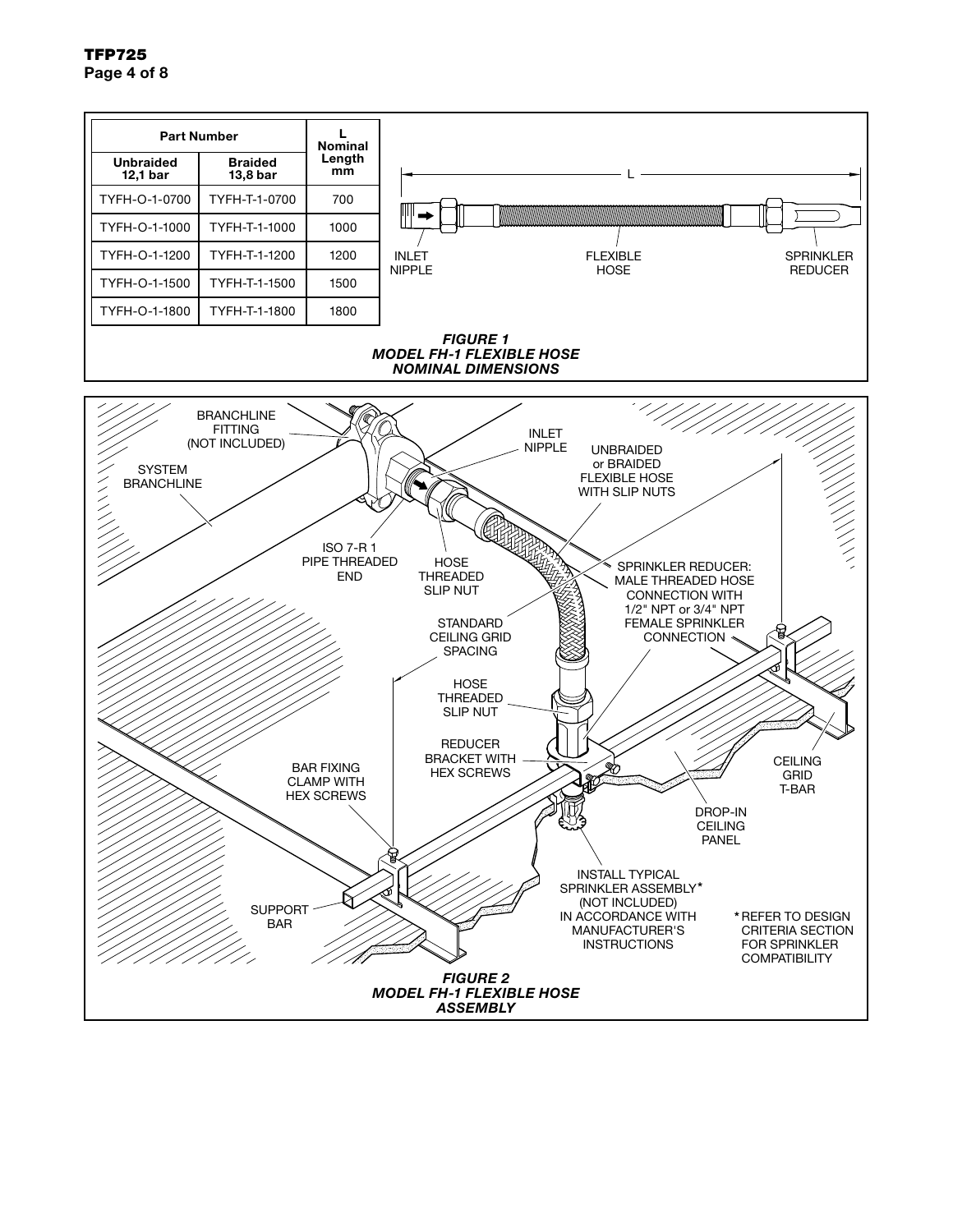| Part Number | | L Nominal Length mm |
|---|---|---|
| Unbraided 12,1 bar | Braided 13,8 bar | |
| TYFH-O-1-0700 | TYFH-T-1-0700 | 700 |
| TYFH-O-1-1000 | TYFH-T-1-1000 | 1000 |
| TYFH-O-1-1200 | TYFH-T-1-1200 | 1200 |
| TYFH-O-1-1500 | TYFH-T-1-1500 | 1500 |
| TYFH-O-1-1800 | TYFH-T-1-1800 | 1800 |

L

INLET NIPPLE

FLEXIBLE HOSE

SPRINKLER REDUCER

***FIGURE 1***
***MODEL FH-1 FLEXIBLE HOSE***
***NOMINAL DIMENSIONS***

BRANCHLINE FITTING (NOT INCLUDED)

SYSTEM BRANCHLINE

INLET NIPPLE

UNBRAIDED or BRAIDED FLEXIBLE HOSE WITH SLIP NUTS

ISO 7-R 1 PIPE THREADED END

HOSE THREADED SLIP NUT

SPRINKLER REDUCER: MALE THREADED HOSE CONNECTION WITH 1/2" NPT or 3/4" NPT FEMALE SPRINKLER CONNECTION

STANDARD CEILING GRID SPACING

HOSE THREADED SLIP NUT

REDUCER BRACKET WITH HEX SCREWS

BAR FIXING CLAMP WITH HEX SCREWS

CEILING GRID T-BAR

DROP-IN CEILING PANEL

SUPPORT BAR

INSTALL TYPICAL SPRINKLER ASSEMBLY* (NOT INCLUDED) IN ACCORDANCE WITH MANUFACTURER'S INSTRUCTIONS

*REFER TO DESIGN CRITERIA SECTION FOR SPRINKLER COMPATIBILITY

***FIGURE 2***
***MODEL FH-1 FLEXIBLE HOSE***
***ASSEMBLY***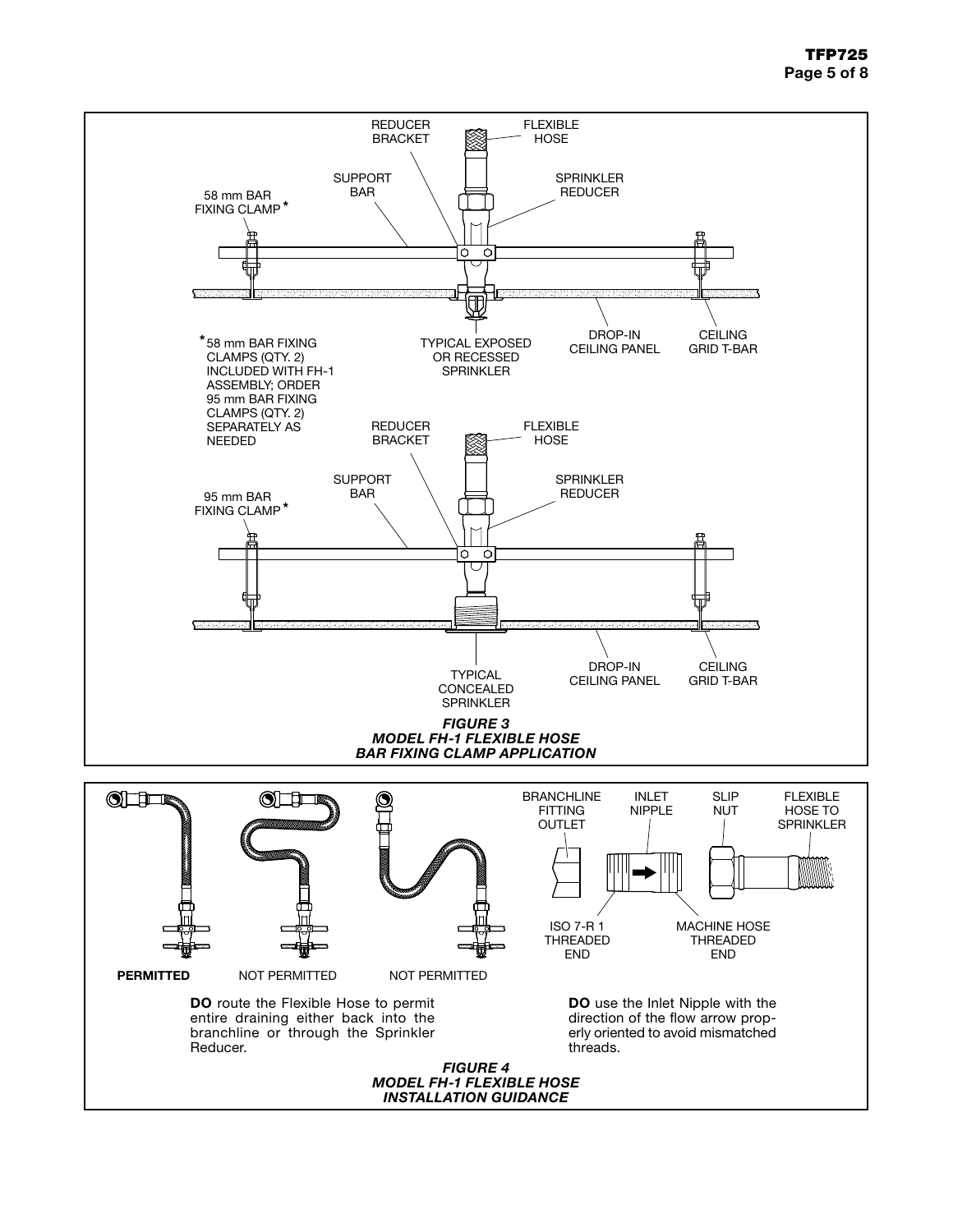REDUCER BRACKET

FLEXIBLE HOSE

SUPPORT BAR

SPRINKLER REDUCER

58 mm BAR FIXING CLAMP *

DROP-IN CEILING PANEL

CEILING GRID T-BAR

TYPICAL EXPOSED OR RECESSED SPRINKLER

* 58 mm BAR FIXING CLAMPS (QTY. 2) INCLUDED WITH FH-1 ASSEMBLY; ORDER 95 mm BAR FIXING CLAMPS (QTY. 2) SEPARATELY AS NEEDED

REDUCER BRACKET

FLEXIBLE HOSE

SUPPORT BAR

SPRINKLER REDUCER

95 mm BAR FIXING CLAMP *

TYPICAL CONCEALED SPRINKLER

DROP-IN CEILING PANEL

CEILING GRID T-BAR

***FIGURE 3***
***MODEL FH-1 FLEXIBLE HOSE***
***BAR FIXING CLAMP APPLICATION***

**PERMITTED** NOT PERMITTED NOT PERMITTED

**DO** route the Flexible Hose to permit entire draining either back into the branchline or through the Sprinkler Reducer.

BRANCHLINE FITTING OUTLET

INLET NIPPLE

SLIP NUT

FLEXIBLE HOSE TO SPRINKLER

ISO 7-R 1 THREADED END

MACHINE HOSE THREADED END

**DO** use the Inlet Nipple with the direction of the flow arrow properly oriented to avoid mismatched threads.

***FIGURE 4***
***MODEL FH-1 FLEXIBLE HOSE***
***INSTALLATION GUIDANCE***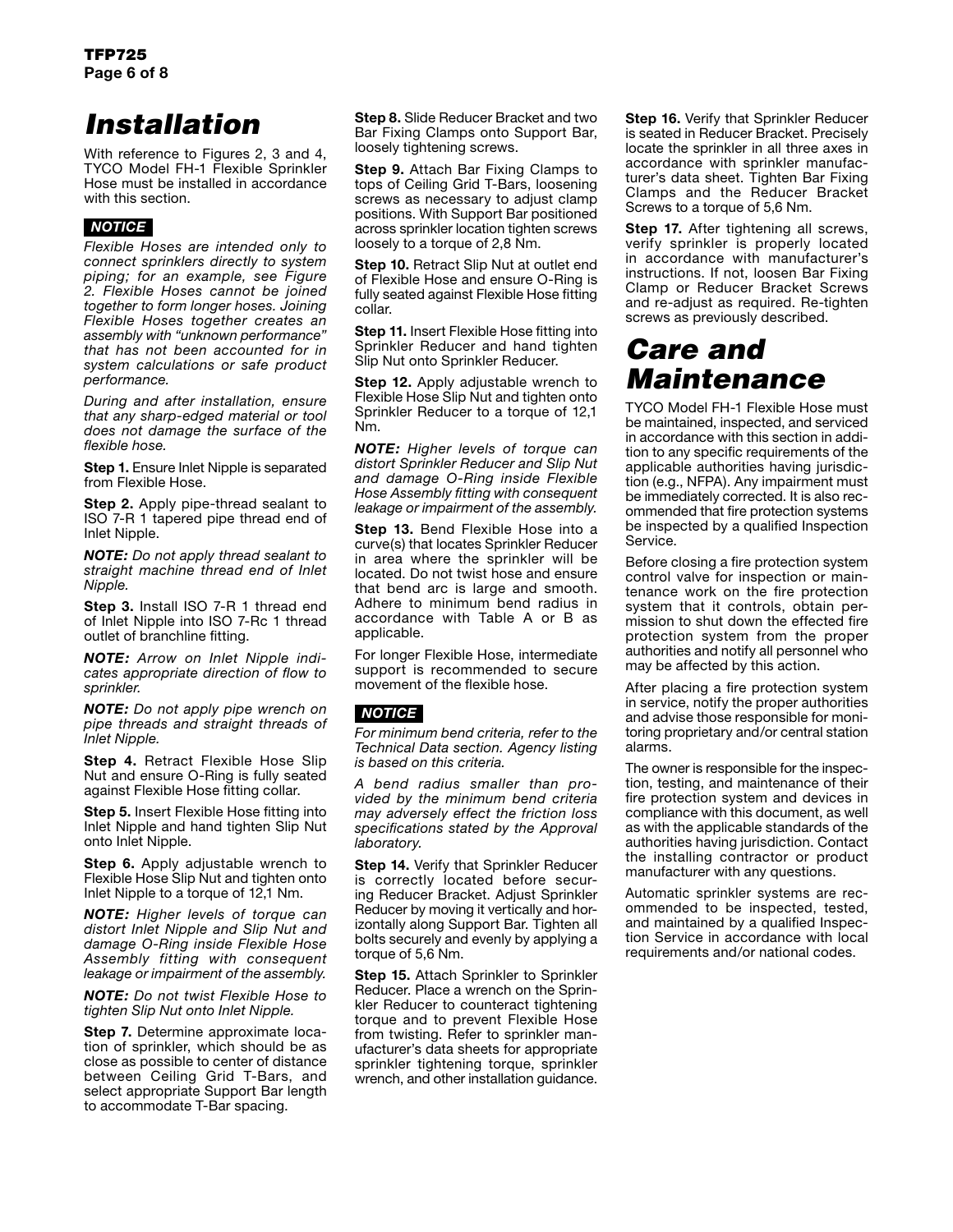# Installation

With reference to Figures 2, 3 and 4, TYCO Model FH-1 Flexible Sprinkler Hose must be installed in accordance with this section.

**NOTICE**

*Flexible Hoses are intended only to connect sprinklers directly to system piping; for an example, see Figure 2. Flexible Hoses cannot be joined together to form longer hoses. Joining Flexible Hoses together creates an assembly with "unknown performance" that has not been accounted for in system calculations or safe product performance.*

*During and after installation, ensure that any sharp-edged material or tool does not damage the surface of the flexible hose.*

**Step 1.** Ensure Inlet Nipple is separated from Flexible Hose.

**Step 2.** Apply pipe-thread sealant to ISO 7-R 1 tapered pipe thread end of Inlet Nipple.

***NOTE:*** *Do not apply thread sealant to straight machine thread end of Inlet Nipple.*

**Step 3.** Install ISO 7-R 1 thread end of Inlet Nipple into ISO 7-Rc 1 thread outlet of branchline fitting.

***NOTE:*** *Arrow on Inlet Nipple indicates appropriate direction of flow to sprinkler.*

***NOTE:*** *Do not apply pipe wrench on pipe threads and straight threads of Inlet Nipple.*

**Step 4.** Retract Flexible Hose Slip Nut and ensure O-Ring is fully seated against Flexible Hose fitting collar.

**Step 5.** Insert Flexible Hose fitting into Inlet Nipple and hand tighten Slip Nut onto Inlet Nipple.

**Step 6.** Apply adjustable wrench to Flexible Hose Slip Nut and tighten onto Inlet Nipple to a torque of 12,1 Nm.

***NOTE:*** *Higher levels of torque can distort Inlet Nipple and Slip Nut and damage O-Ring inside Flexible Hose Assembly fitting with consequent leakage or impairment of the assembly.*

***NOTE:*** *Do not twist Flexible Hose to tighten Slip Nut onto Inlet Nipple.*

**Step 7.** Determine approximate location of sprinkler, which should be as close as possible to center of distance between Ceiling Grid T-Bars, and select appropriate Support Bar length to accommodate T-Bar spacing.

**Step 8.** Slide Reducer Bracket and two Bar Fixing Clamps onto Support Bar, loosely tightening screws.

**Step 9.** Attach Bar Fixing Clamps to tops of Ceiling Grid T-Bars, loosening screws as necessary to adjust clamp positions. With Support Bar positioned across sprinkler location tighten screws loosely to a torque of 2,8 Nm.

**Step 10.** Retract Slip Nut at outlet end of Flexible Hose and ensure O-Ring is fully seated against Flexible Hose fitting collar.

**Step 11.** Insert Flexible Hose fitting into Sprinkler Reducer and hand tighten Slip Nut onto Sprinkler Reducer.

**Step 12.** Apply adjustable wrench to Flexible Hose Slip Nut and tighten onto Sprinkler Reducer to a torque of 12,1 Nm.

***NOTE:*** *Higher levels of torque can distort Sprinkler Reducer and Slip Nut and damage O-Ring inside Flexible Hose Assembly fitting with consequent leakage or impairment of the assembly.*

**Step 13.** Bend Flexible Hose into a curve(s) that locates Sprinkler Reducer in area where the sprinkler will be located. Do not twist hose and ensure that bend arc is large and smooth. Adhere to minimum bend radius in accordance with Table A or B as applicable.

For longer Flexible Hose, intermediate support is recommended to secure movement of the flexible hose.

**NOTICE**

*For minimum bend criteria, refer to the Technical Data section. Agency listing is based on this criteria.*

*A bend radius smaller than provided by the minimum bend criteria may adversely effect the friction loss specifications stated by the Approval laboratory.*

**Step 14.** Verify that Sprinkler Reducer is correctly located before securing Reducer Bracket. Adjust Sprinkler Reducer by moving it vertically and horizontally along Support Bar. Tighten all bolts securely and evenly by applying a torque of 5,6 Nm.

**Step 15.** Attach Sprinkler to Sprinkler Reducer. Place a wrench on the Sprinkler Reducer to counteract tightening torque and to prevent Flexible Hose from twisting. Refer to sprinkler manufacturer's data sheets for appropriate sprinkler tightening torque, sprinkler wrench, and other installation guidance.

**Step 16.** Verify that Sprinkler Reducer is seated in Reducer Bracket. Precisely locate the sprinkler in all three axes in accordance with sprinkler manufacturer's data sheet. Tighten Bar Fixing Clamps and the Reducer Bracket Screws to a torque of 5,6 Nm.

**Step 17.** After tightening all screws, verify sprinkler is properly located in accordance with manufacturer's instructions. If not, loosen Bar Fixing Clamp or Reducer Bracket Screws and re-adjust as required. Re-tighten screws as previously described.

# Care and Maintenance

TYCO Model FH-1 Flexible Hose must be maintained, inspected, and serviced in accordance with this section in addition to any specific requirements of the applicable authorities having jurisdiction (e.g., NFPA). Any impairment must be immediately corrected. It is also recommended that fire protection systems be inspected by a qualified Inspection Service.

Before closing a fire protection system control valve for inspection or maintenance work on the fire protection system that it controls, obtain permission to shut down the effected fire protection system from the proper authorities and notify all personnel who may be affected by this action.

After placing a fire protection system in service, notify the proper authorities and advise those responsible for monitoring proprietary and/or central station alarms.

The owner is responsible for the inspection, testing, and maintenance of their fire protection system and devices in compliance with this document, as well as with the applicable standards of the authorities having jurisdiction. Contact the installing contractor or product manufacturer with any questions.

Automatic sprinkler systems are recommended to be inspected, tested, and maintained by a qualified Inspection Service in accordance with local requirements and/or national codes.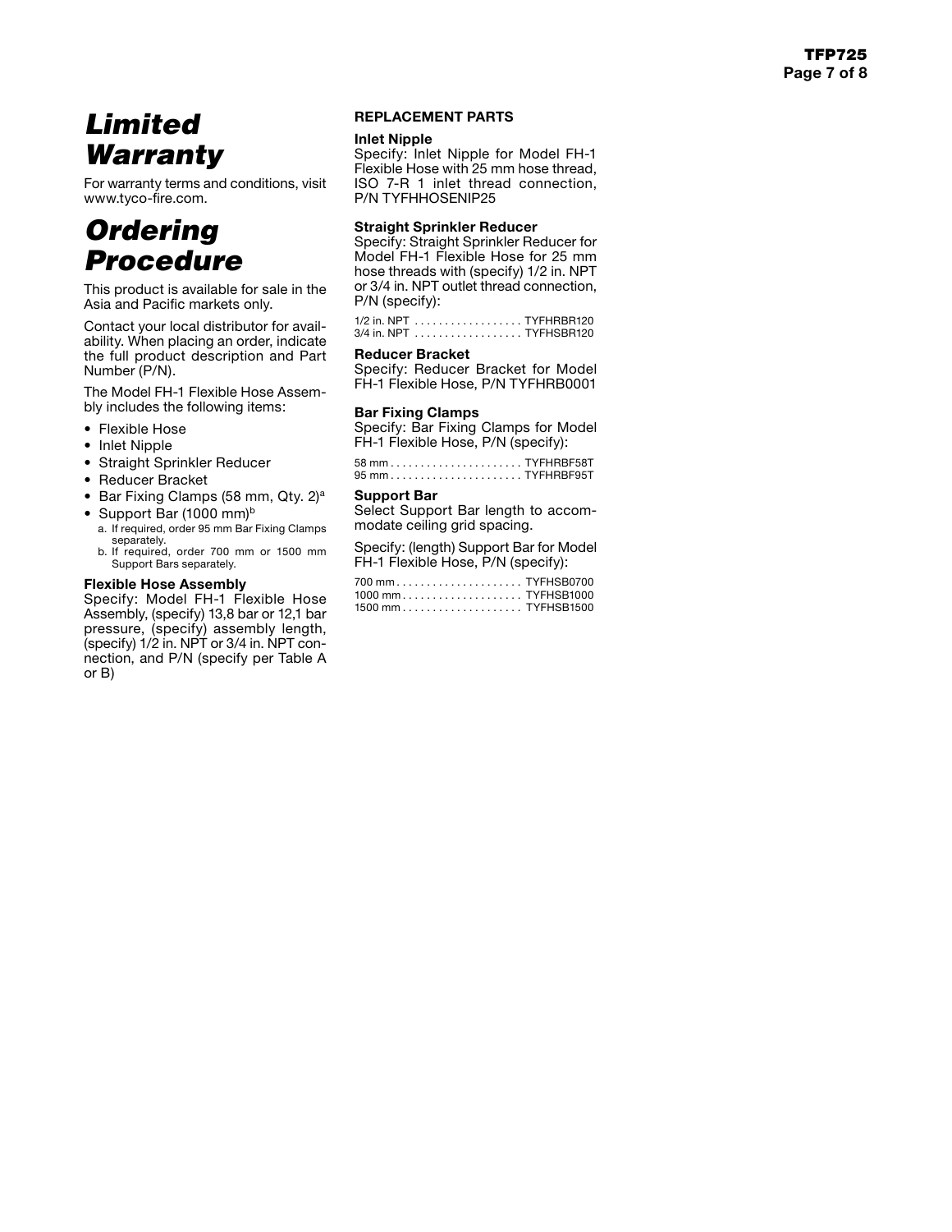# Limited Warranty

For warranty terms and conditions, visit www.tyco-fire.com.

# Ordering Procedure

This product is available for sale in the Asia and Pacific markets only.

Contact your local distributor for availability. When placing an order, indicate the full product description and Part Number (P/N).

The Model FH-1 Flexible Hose Assembly includes the following items:

- Flexible Hose
- Inlet Nipple
- Straight Sprinkler Reducer
- Reducer Bracket
- Bar Fixing Clamps (58 mm, Qty. 2)[a]
- Support Bar (1000 mm)[b]

a. If required, order 95 mm Bar Fixing Clamps separately.
b. If required, order 700 mm or 1500 mm Support Bars separately.

### Flexible Hose Assembly

Specify: Model FH-1 Flexible Hose Assembly, (specify) 13,8 bar or 12,1 bar pressure, (specify) assembly length, (specify) 1/2 in. NPT or 3/4 in. NPT connection, and P/N (specify per Table A or B)

## REPLACEMENT PARTS

### Inlet Nipple

Specify: Inlet Nipple for Model FH-1 Flexible Hose with 25 mm hose thread, ISO 7-R 1 inlet thread connection, P/N TYFHHOSENIP25

### Straight Sprinkler Reducer

Specify: Straight Sprinkler Reducer for Model FH-1 Flexible Hose for 25 mm hose threads with (specify) 1/2 in. NPT or 3/4 in. NPT outlet thread connection, P/N (specify):

1/2 in. NPT . . . . . . . . . . . . . . . . . . TYFHRBR120
3/4 in. NPT . . . . . . . . . . . . . . . . . . TYFHSBR120

### Reducer Bracket

Specify: Reducer Bracket for Model FH-1 Flexible Hose, P/N TYFHRB0001

### Bar Fixing Clamps

Specify: Bar Fixing Clamps for Model FH-1 Flexible Hose, P/N (specify):

58 mm . . . . . . . . . . . . . . . . . . . . . . TYFHRBF58T
95 mm . . . . . . . . . . . . . . . . . . . . . . TYFHRBF95T

### Support Bar

Select Support Bar length to accommodate ceiling grid spacing.

Specify: (length) Support Bar for Model FH-1 Flexible Hose, P/N (specify):

700 mm . . . . . . . . . . . . . . . . . . . . . TYFHSB0700
1000 mm . . . . . . . . . . . . . . . . . . . . TYFHSB1000
1500 mm . . . . . . . . . . . . . . . . . . . . TYFHSB1500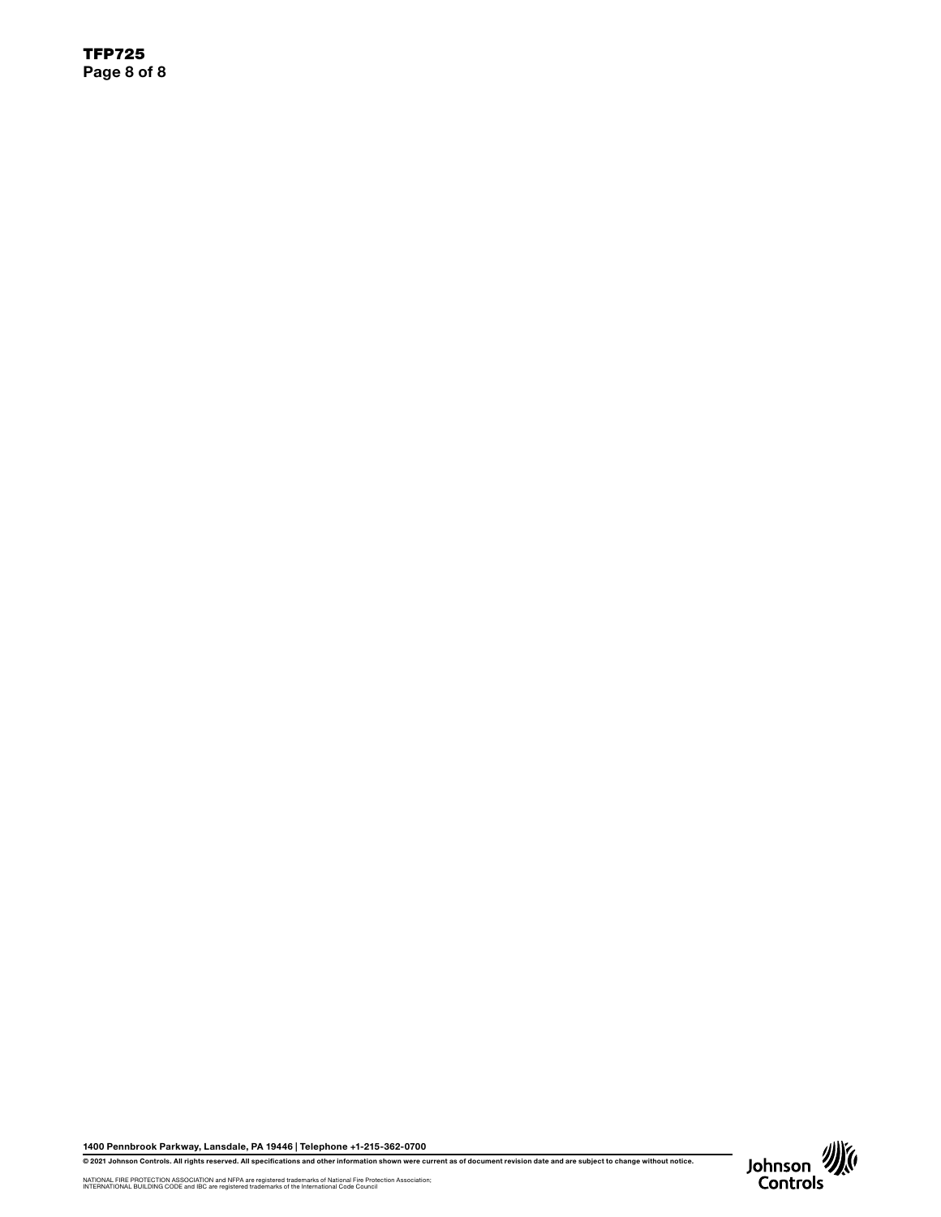1400 Pennbrook Parkway, Lansdale, PA 19446 | Telephone +1-215-362-0700

© 2021 Johnson Controls. All rights reserved. All specifications and other information shown were current as of document revision date and are subject to change without notice.

NATIONAL FIRE PROTECTION ASSOCIATION and NFPA are registered trademarks of National Fire Protection Association;
INTERNATIONAL BUILDING CODE and IBC are registered trademarks of the International Code Council